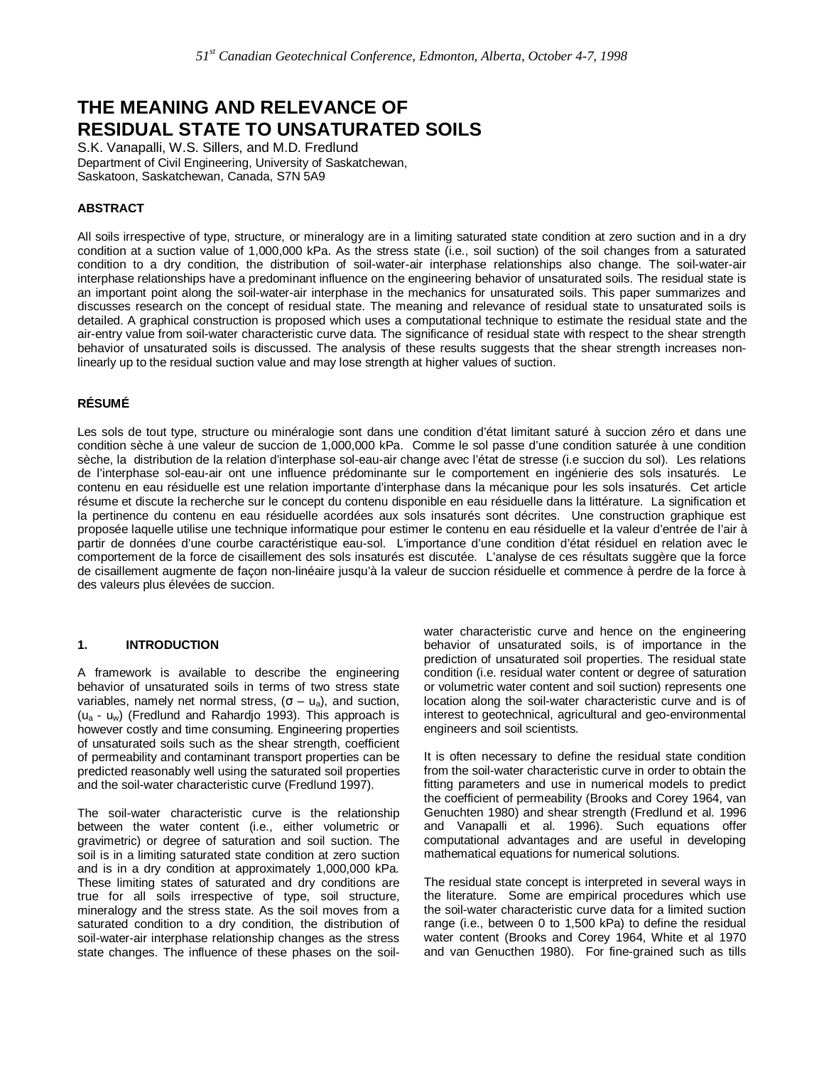# THE MEANING AND RELEVANCE OF RESIDUAL STATE TO UNSATURATED SOILS

S.K. Vanapalli, W.S. Sillers, and M.D. Fredlund
Department of Civil Engineering, University of Saskatchewan,
Saskatoon, Saskatchewan, Canada, S7N 5A9

## ABSTRACT

All soils irrespective of type, structure, or mineralogy are in a limiting saturated state condition at zero suction and in a dry condition at a suction value of 1,000,000 kPa. As the stress state (i.e., soil suction) of the soil changes from a saturated condition to a dry condition, the distribution of soil-water-air interphase relationships also change. The soil-water-air interphase relationships have a predominant influence on the engineering behavior of unsaturated soils. The residual state is an important point along the soil-water-air interphase in the mechanics for unsaturated soils. This paper summarizes and discusses research on the concept of residual state. The meaning and relevance of residual state to unsaturated soils is detailed. A graphical construction is proposed which uses a computational technique to estimate the residual state and the air-entry value from soil-water characteristic curve data. The significance of residual state with respect to the shear strength behavior of unsaturated soils is discussed. The analysis of these results suggests that the shear strength increases non-linearly up to the residual suction value and may lose strength at higher values of suction.

## RÉSUMÉ

Les sols de tout type, structure ou minéralogie sont dans une condition d'état limitant saturé à succion zéro et dans une condition sèche à une valeur de succion de 1,000,000 kPa. Comme le sol passe d'une condition saturée à une condition sèche, la distribution de la relation d'interphase sol-eau-air change avec l'état de stresse (i.e succion du sol). Les relations de l'interphase sol-eau-air ont une influence prédominante sur le comportement en ingénierie des sols insaturés. Le contenu en eau résiduelle est une relation importante d'interphase dans la mécanique pour les sols insaturés. Cet article résume et discute la recherche sur le concept du contenu disponible en eau résiduelle dans la littérature. La signification et la pertinence du contenu en eau résiduelle acordées aux sols insaturés sont décrites. Une construction graphique est proposée laquelle utilise une technique informatique pour estimer le contenu en eau résiduelle et la valeur d'entrée de l'air à partir de données d'une courbe caractéristique eau-sol. L'importance d'une condition d'état résiduel en relation avec le comportement de la force de cisaillement des sols insaturés est discutée. L'analyse de ces résultats suggère que la force de cisaillement augmente de façon non-linéaire jusqu'à la valeur de succion résiduelle et commence à perdre de la force à des valeurs plus élevées de succion.

## 1. INTRODUCTION

A framework is available to describe the engineering behavior of unsaturated soils in terms of two stress state variables, namely net normal stress, $(\sigma - u_a)$, and suction, $(u_a - u_w)$ (Fredlund and Rahardjo 1993). This approach is however costly and time consuming. Engineering properties of unsaturated soils such as the shear strength, coefficient of permeability and contaminant transport properties can be predicted reasonably well using the saturated soil properties and the soil-water characteristic curve (Fredlund 1997).

The soil-water characteristic curve is the relationship between the water content (i.e., either volumetric or gravimetric) or degree of saturation and soil suction. The soil is in a limiting saturated state condition at zero suction and is in a dry condition at approximately 1,000,000 kPa. These limiting states of saturated and dry conditions are true for all soils irrespective of type, soil structure, mineralogy and the stress state. As the soil moves from a saturated condition to a dry condition, the distribution of soil-water-air interphase relationship changes as the stress state changes. The influence of these phases on the soil-water characteristic curve and hence on the engineering behavior of unsaturated soils, is of importance in the prediction of unsaturated soil properties. The residual state condition (i.e. residual water content or degree of saturation or volumetric water content and soil suction) represents one location along the soil-water characteristic curve and is of interest to geotechnical, agricultural and geo-environmental engineers and soil scientists.

It is often necessary to define the residual state condition from the soil-water characteristic curve in order to obtain the fitting parameters and use in numerical models to predict the coefficient of permeability (Brooks and Corey 1964, van Genuchten 1980) and shear strength (Fredlund et al. 1996 and Vanapalli et al. 1996). Such equations offer computational advantages and are useful in developing mathematical equations for numerical solutions.

The residual state concept is interpreted in several ways in the literature. Some are empirical procedures which use the soil-water characteristic curve data for a limited suction range (i.e., between 0 to 1,500 kPa) to define the residual water content (Brooks and Corey 1964, White et al 1970 and van Genucthen 1980). For fine-grained such as tills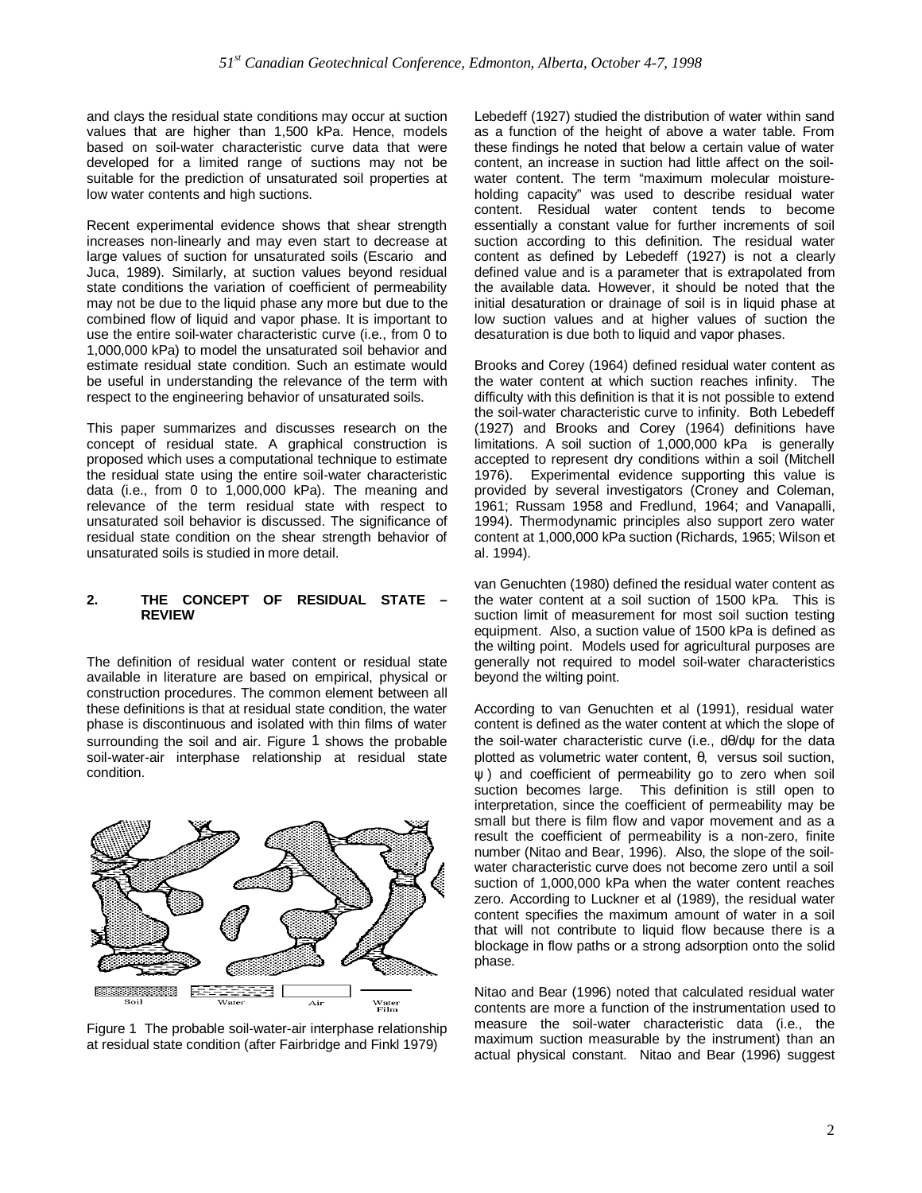and clays the residual state conditions may occur at suction values that are higher than 1,500 kPa. Hence, models based on soil-water characteristic curve data that were developed for a limited range of suctions may not be suitable for the prediction of unsaturated soil properties at low water contents and high suctions.

Recent experimental evidence shows that shear strength increases non-linearly and may even start to decrease at large values of suction for unsaturated soils (Escario and Juca, 1989). Similarly, at suction values beyond residual state conditions the variation of coefficient of permeability may not be due to the liquid phase any more but due to the combined flow of liquid and vapor phase. It is important to use the entire soil-water characteristic curve (i.e., from 0 to 1,000,000 kPa) to model the unsaturated soil behavior and estimate residual state condition. Such an estimate would be useful in understanding the relevance of the term with respect to the engineering behavior of unsaturated soils.

This paper summarizes and discusses research on the concept of residual state. A graphical construction is proposed which uses a computational technique to estimate the residual state using the entire soil-water characteristic data (i.e., from 0 to 1,000,000 kPa). The meaning and relevance of the term residual state with respect to unsaturated soil behavior is discussed. The significance of residual state condition on the shear strength behavior of unsaturated soils is studied in more detail.

## 2. THE CONCEPT OF RESIDUAL STATE – REVIEW

The definition of residual water content or residual state available in literature are based on empirical, physical or construction procedures. The common element between all these definitions is that at residual state condition, the water phase is discontinuous and isolated with thin films of water surrounding the soil and air. Figure 1 shows the probable soil-water-air interphase relationship at residual state condition.

Figure 1 The probable soil-water-air interphase relationship at residual state condition (after Fairbridge and Finkl 1979)

Lebedeff (1927) studied the distribution of water within sand as a function of the height of above a water table. From these findings he noted that below a certain value of water content, an increase in suction had little affect on the soil-water content. The term "maximum molecular moisture-holding capacity" was used to describe residual water content. Residual water content tends to become essentially a constant value for further increments of soil suction according to this definition. The residual water content as defined by Lebedeff (1927) is not a clearly defined value and is a parameter that is extrapolated from the available data. However, it should be noted that the initial desaturation or drainage of soil is in liquid phase at low suction values and at higher values of suction the desaturation is due both to liquid and vapor phases.

Brooks and Corey (1964) defined residual water content as the water content at which suction reaches infinity. The difficulty with this definition is that it is not possible to extend the soil-water characteristic curve to infinity. Both Lebedeff (1927) and Brooks and Corey (1964) definitions have limitations. A soil suction of 1,000,000 kPa is generally accepted to represent dry conditions within a soil (Mitchell 1976). Experimental evidence supporting this value is provided by several investigators (Croney and Coleman, 1961; Russam 1958 and Fredlund, 1964; and Vanapalli, 1994). Thermodynamic principles also support zero water content at 1,000,000 kPa suction (Richards, 1965; Wilson et al. 1994).

van Genuchten (1980) defined the residual water content as the water content at a soil suction of 1500 kPa. This is suction limit of measurement for most soil suction testing equipment. Also, a suction value of 1500 kPa is defined as the wilting point. Models used for agricultural purposes are generally not required to model soil-water characteristics beyond the wilting point.

According to van Genuchten et al (1991), residual water content is defined as the water content at which the slope of the soil-water characteristic curve (i.e., $d\theta/d\psi$ for the data plotted as volumetric water content, $\theta$, versus soil suction, $\psi$ ) and coefficient of permeability go to zero when soil suction becomes large. This definition is still open to interpretation, since the coefficient of permeability may be small but there is film flow and vapor movement and as a result the coefficient of permeability is a non-zero, finite number (Nitao and Bear, 1996). Also, the slope of the soil-water characteristic curve does not become zero until a soil suction of 1,000,000 kPa when the water content reaches zero. According to Luckner et al (1989), the residual water content specifies the maximum amount of water in a soil that will not contribute to liquid flow because there is a blockage in flow paths or a strong adsorption onto the solid phase.

Nitao and Bear (1996) noted that calculated residual water contents are more a function of the instrumentation used to measure the soil-water characteristic data (i.e., the maximum suction measurable by the instrument) than an actual physical constant. Nitao and Bear (1996) suggest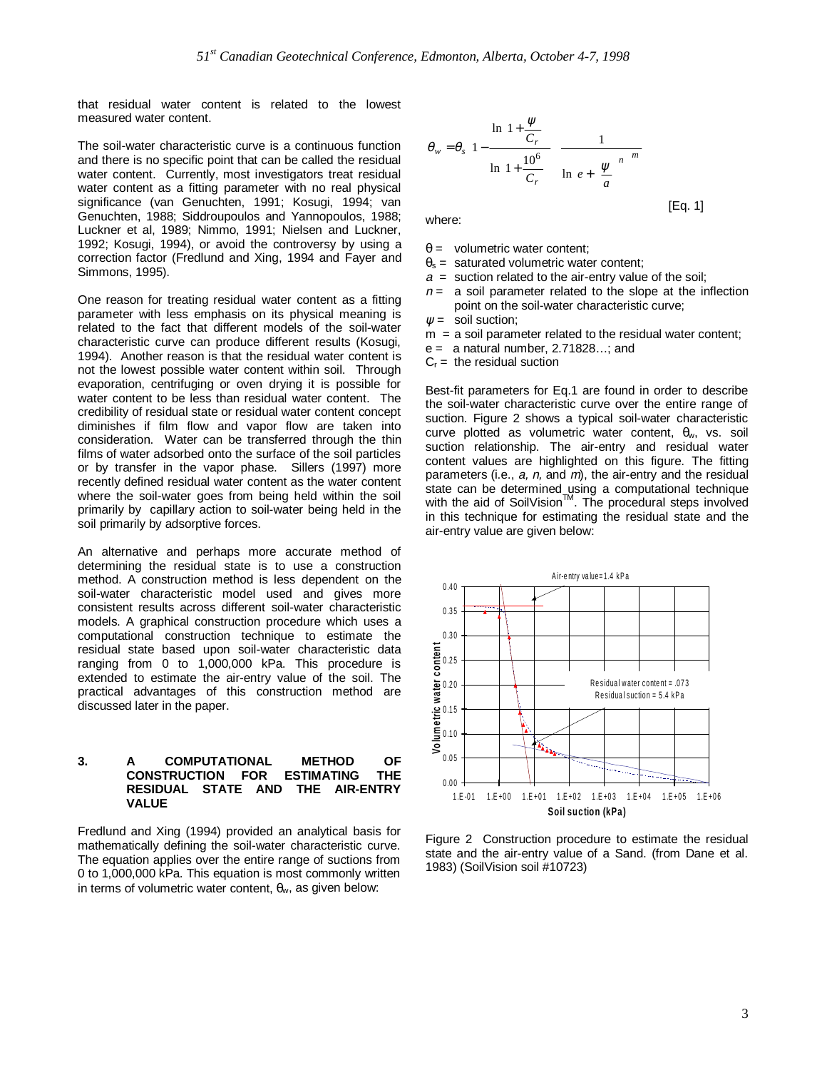that residual water content is related to the lowest measured water content.

The soil-water characteristic curve is a continuous function and there is no specific point that can be called the residual water content. Currently, most investigators treat residual water content as a fitting parameter with no real physical significance (van Genuchten, 1991; Kosugi, 1994; van Genuchten, 1988; Siddroupoulos and Yannopoulos, 1988; Luckner et al, 1989; Nimmo, 1991; Nielsen and Luckner, 1992; Kosugi, 1994), or avoid the controversy by using a correction factor (Fredlund and Xing, 1994 and Fayer and Simmons, 1995).

One reason for treating residual water content as a fitting parameter with less emphasis on its physical meaning is related to the fact that different models of the soil-water characteristic curve can produce different results (Kosugi, 1994). Another reason is that the residual water content is not the lowest possible water content within soil. Through evaporation, centrifuging or oven drying it is possible for water content to be less than residual water content. The credibility of residual state or residual water content concept diminishes if film flow and vapor flow are taken into consideration. Water can be transferred through the thin films of water adsorbed onto the surface of the soil particles or by transfer in the vapor phase. Sillers (1997) more recently defined residual water content as the water content where the soil-water goes from being held within the soil primarily by capillary action to soil-water being held in the soil primarily by adsorptive forces.

An alternative and perhaps more accurate method of determining the residual state is to use a construction method. A construction method is less dependent on the soil-water characteristic model used and gives more consistent results across different soil-water characteristic models. A graphical construction procedure which uses a computational construction technique to estimate the residual state based upon soil-water characteristic data ranging from 0 to 1,000,000 kPa. This procedure is extended to estimate the air-entry value of the soil. The practical advantages of this construction method are discussed later in the paper.

## 3. A COMPUTATIONAL METHOD OF CONSTRUCTION FOR ESTIMATING THE RESIDUAL STATE AND THE AIR-ENTRY VALUE

Fredlund and Xing (1994) provided an analytical basis for mathematically defining the soil-water characteristic curve. The equation applies over the entire range of suctions from 0 to 1,000,000 kPa. This equation is most commonly written in terms of volumetric water content, $\theta_w$, as given below:

$$\theta_w = \theta_s \left[1 - \frac{\ln\left(1 + \frac{\psi}{C_r}\right)}{\ln\left(1 + \frac{10^6}{C_r}\right)}\right] \left[\frac{1}{\ln\left(e + \left(\frac{\psi}{a}\right)^n\right)}\right]^m \quad \text{[Eq. 1]}$$

where:

- $\theta$ = volumetric water content;
- $\theta_s$ = saturated volumetric water content;
- $a$ = suction related to the air-entry value of the soil;
- $n$ = a soil parameter related to the slope at the inflection point on the soil-water characteristic curve;
- $\psi$ = soil suction;
- m = a soil parameter related to the residual water content;
- e = a natural number, 2.71828…; and
- $C_r$ = the residual suction

Best-fit parameters for Eq.1 are found in order to describe the soil-water characteristic curve over the entire range of suction. Figure 2 shows a typical soil-water characteristic curve plotted as volumetric water content, $\theta_w$, vs. soil suction relationship. The air-entry and residual water content values are highlighted on this figure. The fitting parameters (i.e., *a, n,* and *m*), the air-entry and the residual state can be determined using a computational technique with the aid of SoilVision™. The procedural steps involved in this technique for estimating the residual state and the air-entry value are given below:

Figure 2 Construction procedure to estimate the residual state and the air-entry value of a Sand. (from Dane et al. 1983) (SoilVision soil #10723)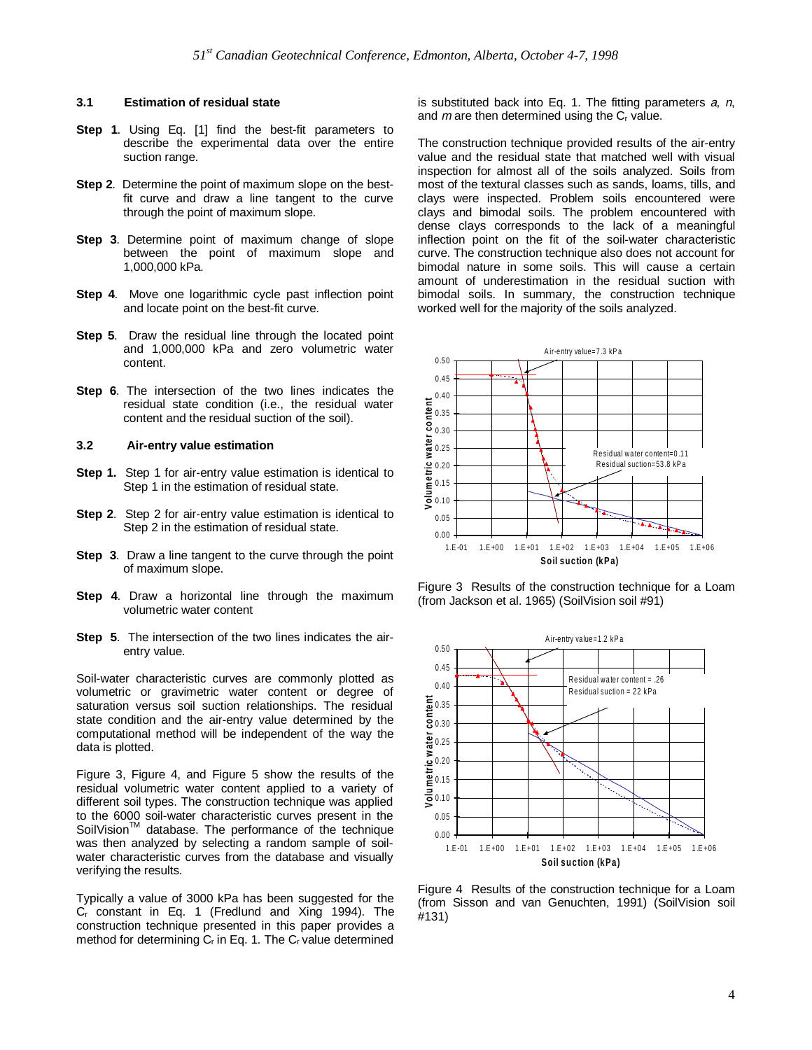### 3.1 Estimation of residual state

**Step 1**. Using Eq. [1] find the best-fit parameters to describe the experimental data over the entire suction range.

**Step 2**. Determine the point of maximum slope on the best-fit curve and draw a line tangent to the curve through the point of maximum slope.

**Step 3**. Determine point of maximum change of slope between the point of maximum slope and 1,000,000 kPa.

**Step 4**. Move one logarithmic cycle past inflection point and locate point on the best-fit curve.

**Step 5**. Draw the residual line through the located point and 1,000,000 kPa and zero volumetric water content.

**Step 6**. The intersection of the two lines indicates the residual state condition (i.e., the residual water content and the residual suction of the soil).

### 3.2 Air-entry value estimation

**Step 1.** Step 1 for air-entry value estimation is identical to Step 1 in the estimation of residual state.

**Step 2**. Step 2 for air-entry value estimation is identical to Step 2 in the estimation of residual state.

**Step 3**. Draw a line tangent to the curve through the point of maximum slope.

**Step 4**. Draw a horizontal line through the maximum volumetric water content

**Step 5**. The intersection of the two lines indicates the air-entry value.

Soil-water characteristic curves are commonly plotted as volumetric or gravimetric water content or degree of saturation versus soil suction relationships. The residual state condition and the air-entry value determined by the computational method will be independent of the way the data is plotted.

Figure 3, Figure 4, and Figure 5 show the results of the residual volumetric water content applied to a variety of different soil types. The construction technique was applied to the 6000 soil-water characteristic curves present in the SoilVision™ database. The performance of the technique was then analyzed by selecting a random sample of soil-water characteristic curves from the database and visually verifying the results.

Typically a value of 3000 kPa has been suggested for the $C_r$ constant in Eq. 1 (Fredlund and Xing 1994). The construction technique presented in this paper provides a method for determining $C_r$ in Eq. 1. The $C_r$ value determined is substituted back into Eq. 1. The fitting parameters *a*, *n*, and *m* are then determined using the $C_r$ value.

The construction technique provided results of the air-entry value and the residual state that matched well with visual inspection for almost all of the soils analyzed. Soils from most of the textural classes such as sands, loams, tills, and clays were inspected. Problem soils encountered were clays and bimodal soils. The problem encountered with dense clays corresponds to the lack of a meaningful inflection point on the fit of the soil-water characteristic curve. The construction technique also does not account for bimodal nature in some soils. This will cause a certain amount of underestimation in the residual suction with bimodal soils. In summary, the construction technique worked well for the majority of the soils analyzed.

Figure 3 Results of the construction technique for a Loam (from Jackson et al. 1965) (SoilVision soil #91)

Figure 4 Results of the construction technique for a Loam (from Sisson and van Genuchten, 1991) (SoilVision soil #131)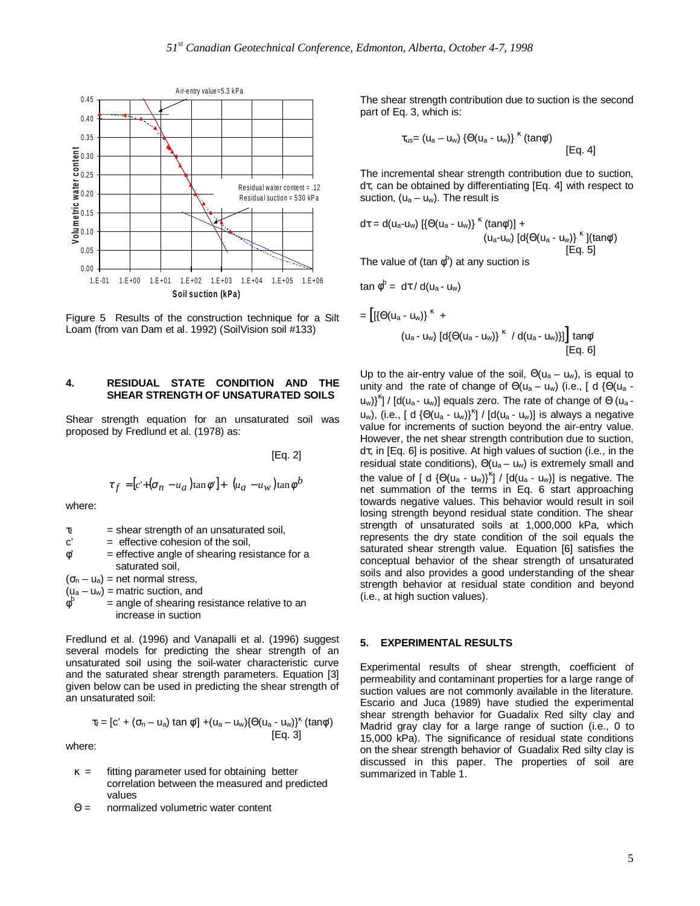Figure 5 Results of the construction technique for a Silt Loam (from van Dam et al. 1992) (SoilVision soil #133)

## 4. RESIDUAL STATE CONDITION AND THE SHEAR STRENGTH OF UNSATURATED SOILS

Shear strength equation for an unsaturated soil was proposed by Fredlund et al. (1978) as:

$$\tau_f = [c' + (\sigma_n - u_a)\tan\phi'] + (u_a - u_w)\tan\phi^b \quad \text{[Eq. 2]}$$

where:

- $\tau_f$ = shear strength of an unsaturated soil,
- $c'$ = effective cohesion of the soil,
- $\phi'$ = effective angle of shearing resistance for a saturated soil,
- $(\sigma_n - u_a)$ = net normal stress,
- $(u_a - u_w)$ = matric suction, and
- $\phi^b$ = angle of shearing resistance relative to an increase in suction

Fredlund et al. (1996) and Vanapalli et al. (1996) suggest several models for predicting the shear strength of an unsaturated soil using the soil-water characteristic curve and the saturated shear strength parameters. Equation [3] given below can be used in predicting the shear strength of an unsaturated soil:

$$\tau_f = [c' + (\sigma_n - u_a)\tan\phi'] + (u_a - u_w)\{\Theta(u_a - u_w)\}^{\kappa}(\tan\phi') \quad \text{[Eq. 3]}$$

where:

- $\kappa$ = fitting parameter used for obtaining better correlation between the measured and predicted values
- $\Theta$ = normalized volumetric water content

The shear strength contribution due to suction is the second part of Eq. 3, which is:

$$\tau_{us} = (u_a - u_w)\{\Theta(u_a - u_w)\}^{\kappa}(\tan\phi') \quad \text{[Eq. 4]}$$

The incremental shear strength contribution due to suction, $d\tau$, can be obtained by differentiating [Eq. 4] with respect to suction, $(u_a - u_w)$. The result is

$$d\tau = d(u_a - u_w)\,[\{\Theta(u_a - u_w)\}^{\kappa}(\tan\phi')] + (u_a - u_w)\,[d\{\Theta(u_a - u_w)\}^{\kappa}](\tan\phi') \quad \text{[Eq. 5]}$$

The value of $(\tan\phi^b)$ at any suction is

$$\tan\phi^b = d\tau / d(u_a - u_w)$$

$$= \Big[[\{\Theta(u_a - u_w)\}^{\kappa} + (u_a - u_w)\,[d\{\Theta(u_a - u_w)\}^{\kappa} / d(u_a - u_w)\}]\Big]\tan\phi' \quad \text{[Eq. 6]}$$

Up to the air-entry value of the soil, $\Theta(u_a - u_w)$, is equal to unity and the rate of change of $\Theta(u_a - u_w)$ (i.e., $[d\{\Theta(u_a - u_w)\}^{\kappa}] / [d(u_a - u_w)]$ equals zero. The rate of change of $\Theta(u_a - u_w)$, (i.e., $[d\{\Theta(u_a - u_w)\}^{\kappa}] / [d(u_a - u_w)]$ is always a negative value for increments of suction beyond the air-entry value. However, the net shear strength contribution due to suction, $d\tau$, in [Eq. 6] is positive. At high values of suction (i.e., in the residual state conditions), $\Theta(u_a - u_w)$ is extremely small and the value of $[d\{\Theta(u_a - u_w)\}^{\kappa}] / [d(u_a - u_w)]$ is negative. The net summation of the terms in Eq. 6 start approaching towards negative values. This behavior would result in soil losing strength beyond residual state condition. The shear strength of unsaturated soils at 1,000,000 kPa, which represents the dry state condition of the soil equals the saturated shear strength value. Equation [6] satisfies the conceptual behavior of the shear strength of unsaturated soils and also provides a good understanding of the shear strength behavior at residual state condition and beyond (i.e., at high suction values).

## 5. EXPERIMENTAL RESULTS

Experimental results of shear strength, coefficient of permeability and contaminant properties for a large range of suction values are not commonly available in the literature. Escario and Juca (1989) have studied the experimental shear strength behavior for Guadalix Red silty clay and Madrid gray clay for a large range of suction (i.e., 0 to 15,000 kPa). The significance of residual state conditions on the shear strength behavior of Guadalix Red silty clay is discussed in this paper. The properties of soil are summarized in Table 1.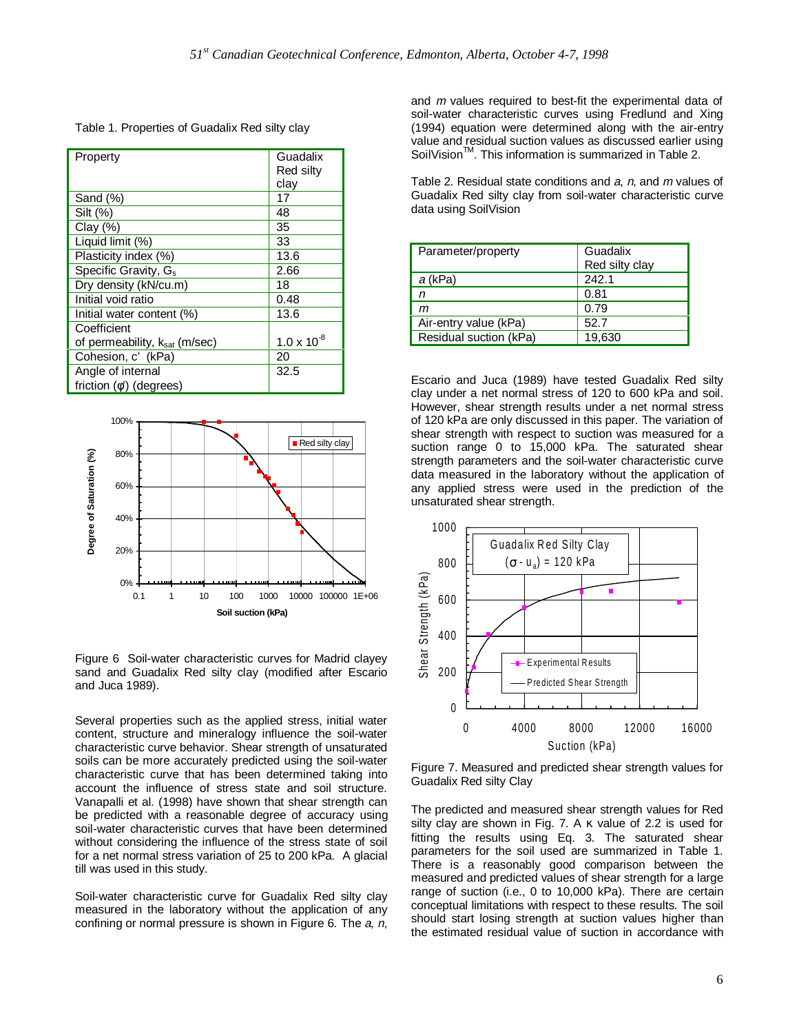Table 1. Properties of Guadalix Red silty clay

| Property | Guadalix Red silty clay |
|---|---|
| Sand (%) | 17 |
| Silt (%) | 48 |
| Clay (%) | 35 |
| Liquid limit (%) | 33 |
| Plasticity index (%) | 13.6 |
| Specific Gravity, $G_s$ | 2.66 |
| Dry density (kN/cu.m) | 18 |
| Initial void ratio | 0.48 |
| Initial water content (%) | 13.6 |
| Coefficient of permeability, $k_{sat}$ (m/sec) | $1.0 \times 10^{-8}$ |
| Cohesion, c' (kPa) | 20 |
| Angle of internal friction (φ') (degrees) | 32.5 |

Figure 6 Soil-water characteristic curves for Madrid clayey sand and Guadalix Red silty clay (modified after Escario and Juca 1989).

Several properties such as the applied stress, initial water content, structure and mineralogy influence the soil-water characteristic curve behavior. Shear strength of unsaturated soils can be more accurately predicted using the soil-water characteristic curve that has been determined taking into account the influence of stress state and soil structure. Vanapalli et al. (1998) have shown that shear strength can be predicted with a reasonable degree of accuracy using soil-water characteristic curves that have been determined without considering the influence of the stress state of soil for a net normal stress variation of 25 to 200 kPa. A glacial till was used in this study.

Soil-water characteristic curve for Guadalix Red silty clay measured in the laboratory without the application of any confining or normal pressure is shown in Figure 6. The *a*, *n*, and *m* values required to best-fit the experimental data of soil-water characteristic curves using Fredlund and Xing (1994) equation were determined along with the air-entry value and residual suction values as discussed earlier using SoilVision™. This information is summarized in Table 2.

Table 2. Residual state conditions and *a*, *n*, and *m* values of Guadalix Red silty clay from soil-water characteristic curve data using SoilVision

| Parameter/property | Guadalix Red silty clay |
|---|---|
| *a* (kPa) | 242.1 |
| *n* | 0.81 |
| *m* | 0.79 |
| Air-entry value (kPa) | 52.7 |
| Residual suction (kPa) | 19,630 |

Escario and Juca (1989) have tested Guadalix Red silty clay under a net normal stress of 120 to 600 kPa and soil. However, shear strength results under a net normal stress of 120 kPa are only discussed in this paper. The variation of shear strength with respect to suction was measured for a suction range 0 to 15,000 kPa. The saturated shear strength parameters and the soil-water characteristic curve data measured in the laboratory without the application of any applied stress were used in the prediction of the unsaturated shear strength.

Figure 7. Measured and predicted shear strength values for Guadalix Red silty Clay

The predicted and measured shear strength values for Red silty clay are shown in Fig. 7. A κ value of 2.2 is used for fitting the results using Eq. 3. The saturated shear parameters for the soil used are summarized in Table 1. There is a reasonably good comparison between the measured and predicted values of shear strength for a large range of suction (i.e., 0 to 10,000 kPa). There are certain conceptual limitations with respect to these results. The soil should start losing strength at suction values higher than the estimated residual value of suction in accordance with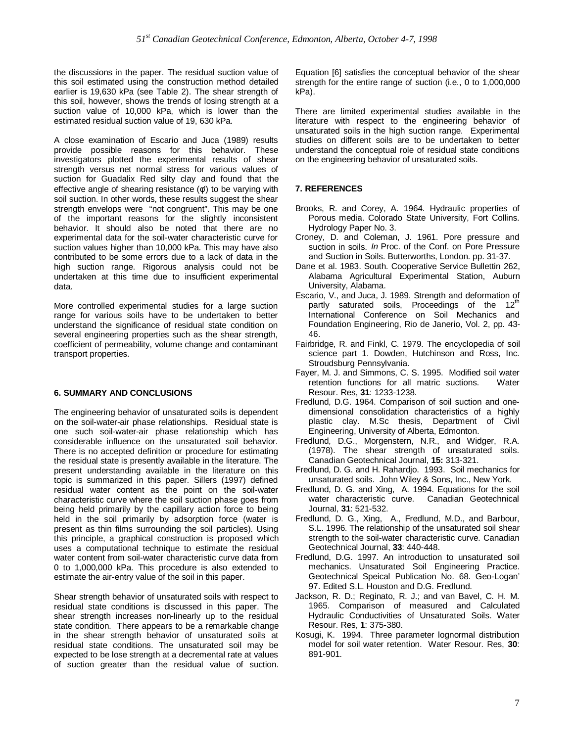the discussions in the paper. The residual suction value of this soil estimated using the construction method detailed earlier is 19,630 kPa (see Table 2). The shear strength of this soil, however, shows the trends of losing strength at a suction value of 10,000 kPa, which is lower than the estimated residual suction value of 19, 630 kPa.

A close examination of Escario and Juca (1989) results provide possible reasons for this behavior. These investigators plotted the experimental results of shear strength versus net normal stress for various values of suction for Guadalix Red silty clay and found that the effective angle of shearing resistance ($\phi'$) to be varying with soil suction. In other words, these results suggest the shear strength envelops were "not congruent". This may be one of the important reasons for the slightly inconsistent behavior. It should also be noted that there are no experimental data for the soil-water characteristic curve for suction values higher than 10,000 kPa. This may have also contributed to be some errors due to a lack of data in the high suction range. Rigorous analysis could not be undertaken at this time due to insufficient experimental data.

More controlled experimental studies for a large suction range for various soils have to be undertaken to better understand the significance of residual state condition on several engineering properties such as the shear strength, coefficient of permeability, volume change and contaminant transport properties.

## 6. SUMMARY AND CONCLUSIONS

The engineering behavior of unsaturated soils is dependent on the soil-water-air phase relationships. Residual state is one such soil-water-air phase relationship which has considerable influence on the unsaturated soil behavior. There is no accepted definition or procedure for estimating the residual state is presently available in the literature. The present understanding available in the literature on this topic is summarized in this paper. Sillers (1997) defined residual water content as the point on the soil-water characteristic curve where the soil suction phase goes from being held primarily by the capillary action force to being held in the soil primarily by adsorption force (water is present as thin films surrounding the soil particles). Using this principle, a graphical construction is proposed which uses a computational technique to estimate the residual water content from soil-water characteristic curve data from 0 to 1,000,000 kPa. This procedure is also extended to estimate the air-entry value of the soil in this paper.

Shear strength behavior of unsaturated soils with respect to residual state conditions is discussed in this paper. The shear strength increases non-linearly up to the residual state condition. There appears to be a remarkable change in the shear strength behavior of unsaturated soils at residual state conditions. The unsaturated soil may be expected to be lose strength at a decremental rate at values of suction greater than the residual value of suction. Equation [6] satisfies the conceptual behavior of the shear strength for the entire range of suction (i.e., 0 to 1,000,000 kPa).

There are limited experimental studies available in the literature with respect to the engineering behavior of unsaturated soils in the high suction range. Experimental studies on different soils are to be undertaken to better understand the conceptual role of residual state conditions on the engineering behavior of unsaturated soils.

## 7. REFERENCES

Brooks, R. and Corey, A. 1964. Hydraulic properties of Porous media. Colorado State University, Fort Collins. Hydrology Paper No. 3.

Croney, D. and Coleman, J. 1961. Pore pressure and suction in soils. *In* Proc. of the Conf. on Pore Pressure and Suction in Soils. Butterworths, London. pp. 31-37.

Dane et al. 1983. South. Cooperative Service Bullettin 262, Alabama Agricultural Experimental Station, Auburn University, Alabama.

Escario, V., and Juca, J. 1989. Strength and deformation of partly saturated soils, Proceedings of the 12th International Conference on Soil Mechanics and Foundation Engineering, Rio de Janerio, Vol. 2, pp. 43-46.

Fairbridge, R. and Finkl, C. 1979. The encyclopedia of soil science part 1. Dowden, Hutchinson and Ross, Inc. Stroudsburg Pennsylvania.

Fayer, M. J. and Simmons, C. S. 1995. Modified soil water retention functions for all matric suctions. Water Resour. Res, **31**: 1233-1238.

Fredlund, D.G. 1964. Comparison of soil suction and one-dimensional consolidation characteristics of a highly plastic clay. M.Sc thesis, Department of Civil Engineering, University of Alberta, Edmonton.

Fredlund, D.G., Morgenstern, N.R., and Widger, R.A. (1978). The shear strength of unsaturated soils. Canadian Geotechnical Journal, **15:** 313-321.

Fredlund, D. G. and H. Rahardjo. 1993. Soil mechanics for unsaturated soils. John Wiley & Sons, Inc., New York.

Fredlund, D. G. and Xing, A. 1994. Equations for the soil water characteristic curve. Canadian Geotechnical Journal, **31**: 521-532.

Fredlund, D. G., Xing, A., Fredlund, M.D., and Barbour, S.L. 1996. The relationship of the unsaturated soil shear strength to the soil-water characteristic curve. Canadian Geotechnical Journal, **33**: 440-448.

Fredlund, D.G. 1997. An introduction to unsaturated soil mechanics. Unsaturated Soil Engineering Practice. Geotechnical Speical Publication No. 68. Geo-Logan' 97. Edited S.L. Houston and D.G. Fredlund.

Jackson, R. D.; Reginato, R. J.; and van Bavel, C. H. M. 1965. Comparison of measured and Calculated Hydraulic Conductivities of Unsaturated Soils. Water Resour. Res, **1**: 375-380.

Kosugi, K. 1994. Three parameter lognormal distribution model for soil water retention. Water Resour. Res, **30**: 891-901.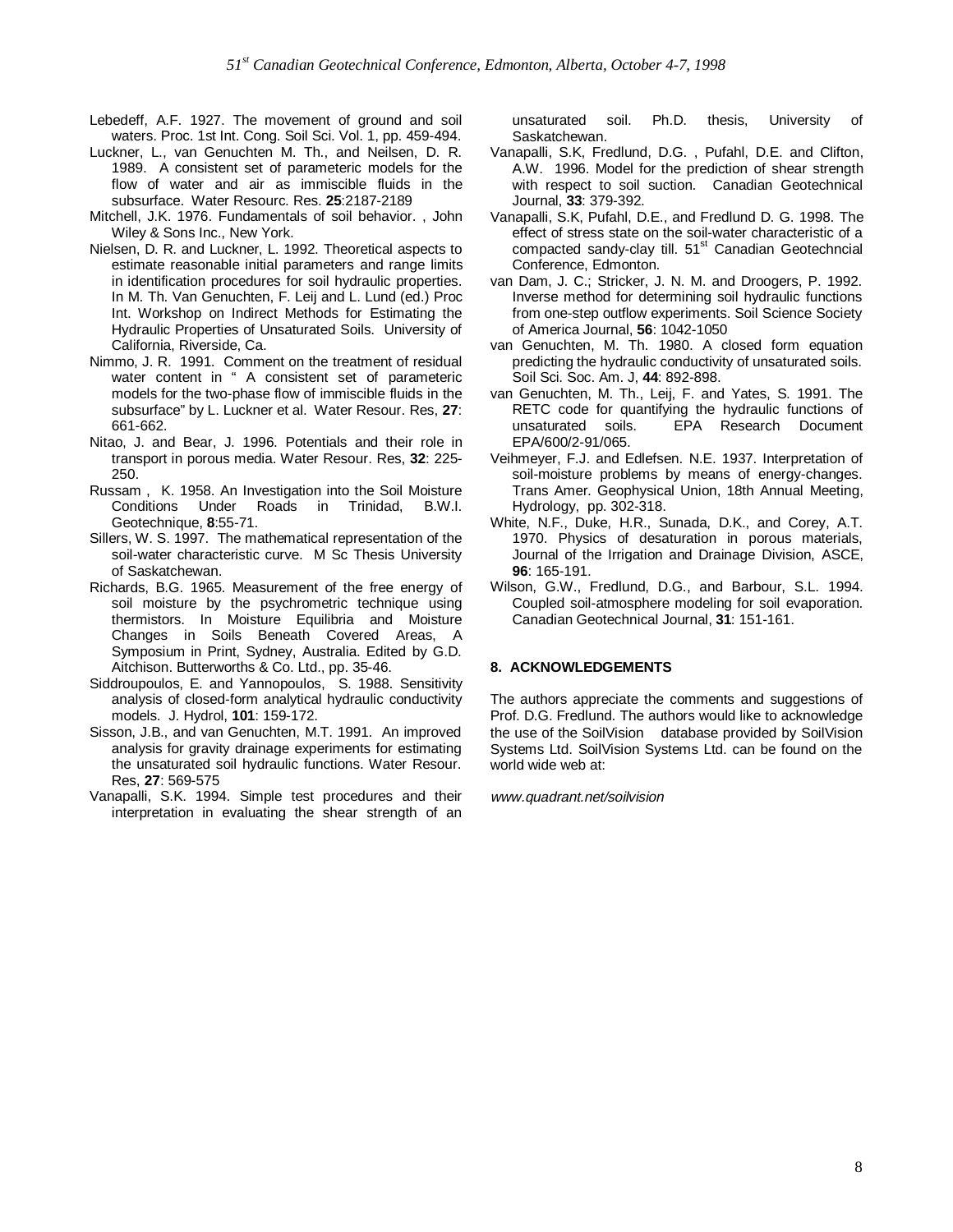Lebedeff, A.F. 1927. The movement of ground and soil waters. Proc. 1st Int. Cong. Soil Sci. Vol. 1, pp. 459-494.

Luckner, L., van Genuchten M. Th., and Neilsen, D. R. 1989. A consistent set of parameteric models for the flow of water and air as immiscible fluids in the subsurface. Water Resourc. Res. **25**:2187-2189

Mitchell, J.K. 1976. Fundamentals of soil behavior. , John Wiley & Sons Inc., New York.

Nielsen, D. R. and Luckner, L. 1992. Theoretical aspects to estimate reasonable initial parameters and range limits in identification procedures for soil hydraulic properties. In M. Th. Van Genuchten, F. Leij and L. Lund (ed.) Proc Int. Workshop on Indirect Methods for Estimating the Hydraulic Properties of Unsaturated Soils. University of California, Riverside, Ca.

Nimmo, J. R. 1991. Comment on the treatment of residual water content in " A consistent set of parameteric models for the two-phase flow of immiscible fluids in the subsurface" by L. Luckner et al. Water Resour. Res, **27**: 661-662.

Nitao, J. and Bear, J. 1996. Potentials and their role in transport in porous media. Water Resour. Res, **32**: 225-250.

Russam , K. 1958. An Investigation into the Soil Moisture Conditions Under Roads in Trinidad, B.W.I. Geotechnique, **8**:55-71.

Sillers, W. S. 1997. The mathematical representation of the soil-water characteristic curve. M Sc Thesis University of Saskatchewan.

Richards, B.G. 1965. Measurement of the free energy of soil moisture by the psychrometric technique using thermistors. In Moisture Equilibria and Moisture Changes in Soils Beneath Covered Areas, A Symposium in Print, Sydney, Australia. Edited by G.D. Aitchison. Butterworths & Co. Ltd., pp. 35-46.

Siddroupoulos, E. and Yannopoulos, S. 1988. Sensitivity analysis of closed-form analytical hydraulic conductivity models. J. Hydrol, **101**: 159-172.

Sisson, J.B., and van Genuchten, M.T. 1991. An improved analysis for gravity drainage experiments for estimating the unsaturated soil hydraulic functions. Water Resour. Res, **27**: 569-575

Vanapalli, S.K. 1994. Simple test procedures and their interpretation in evaluating the shear strength of an unsaturated soil. Ph.D. thesis, University of Saskatchewan.

Vanapalli, S.K, Fredlund, D.G. , Pufahl, D.E. and Clifton, A.W. 1996. Model for the prediction of shear strength with respect to soil suction. Canadian Geotechnical Journal, **33**: 379-392.

Vanapalli, S.K, Pufahl, D.E., and Fredlund D. G. 1998. The effect of stress state on the soil-water characteristic of a compacted sandy-clay till. 51st Canadian Geotechncial Conference, Edmonton.

van Dam, J. C.; Stricker, J. N. M. and Droogers, P. 1992. Inverse method for determining soil hydraulic functions from one-step outflow experiments. Soil Science Society of America Journal, **56**: 1042-1050

van Genuchten, M. Th. 1980. A closed form equation predicting the hydraulic conductivity of unsaturated soils. Soil Sci. Soc. Am. J, **44**: 892-898.

van Genuchten, M. Th., Leij, F. and Yates, S. 1991. The RETC code for quantifying the hydraulic functions of unsaturated soils. EPA Research Document EPA/600/2-91/065.

Veihmeyer, F.J. and Edlefsen. N.E. 1937. Interpretation of soil-moisture problems by means of energy-changes. Trans Amer. Geophysical Union, 18th Annual Meeting, Hydrology, pp. 302-318.

White, N.F., Duke, H.R., Sunada, D.K., and Corey, A.T. 1970. Physics of desaturation in porous materials, Journal of the Irrigation and Drainage Division, ASCE, **96**: 165-191.

Wilson, G.W., Fredlund, D.G., and Barbour, S.L. 1994. Coupled soil-atmosphere modeling for soil evaporation. Canadian Geotechnical Journal, **31**: 151-161.

## 8. ACKNOWLEDGEMENTS

The authors appreciate the comments and suggestions of Prof. D.G. Fredlund. The authors would like to acknowledge the use of the SoilVision database provided by SoilVision Systems Ltd. SoilVision Systems Ltd. can be found on the world wide web at:

*www.quadrant.net/soilvision*